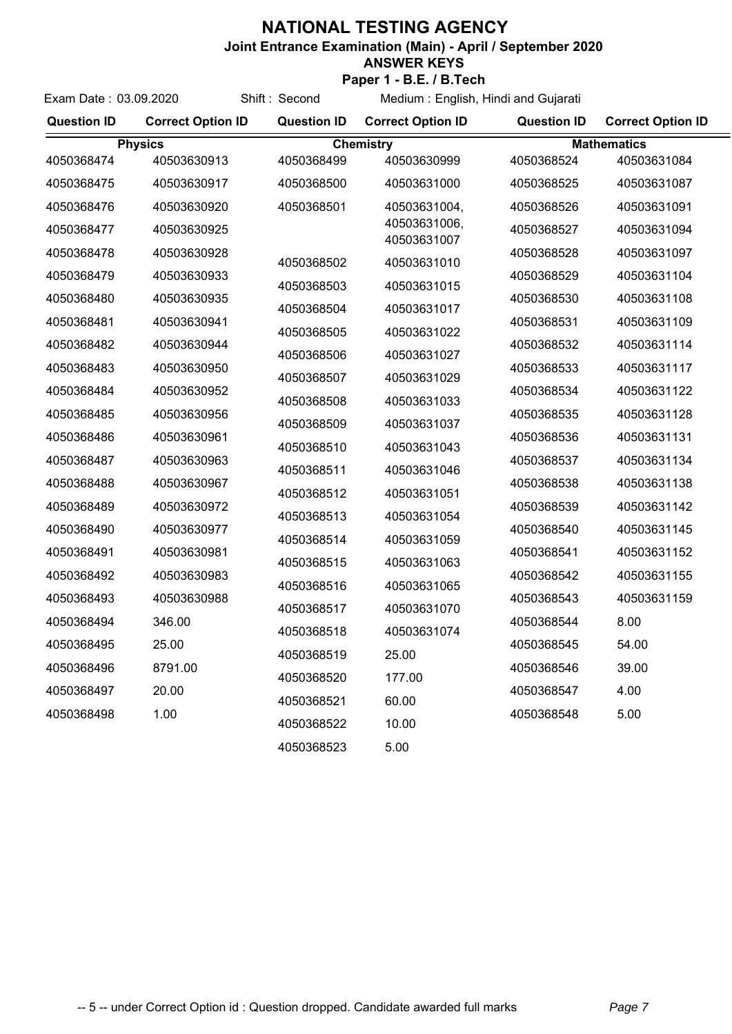# NATIONAL TESTING AGENCY

**Joint Entrance Examination (Main) - April / September 2020**

**ANSWER KEYS**

**Paper 1 - B.E. / B.Tech**

Exam Date : 03.09.2020 Shift : Second Medium : English, Hindi and Gujarati

| Question ID | Correct Option ID | Question ID | Correct Option ID | Question ID | Correct Option ID |
|---|---|---|---|---|---|
| **Physics** | | **Chemistry** | | **Mathematics** | |
| 4050368474 | 40503630913 | 4050368499 | 40503630999 | 4050368524 | 40503631084 |
| 4050368475 | 40503630917 | 4050368500 | 40503631000 | 4050368525 | 40503631087 |
| 4050368476 | 40503630920 | 4050368501 | 40503631004, 40503631006, 40503631007 | 4050368526 | 40503631091 |
| 4050368477 | 40503630925 | 4050368502 | 40503631010 | 4050368527 | 40503631094 |
| 4050368478 | 40503630928 | 4050368503 | 40503631015 | 4050368528 | 40503631097 |
| 4050368479 | 40503630933 | 4050368504 | 40503631017 | 4050368529 | 40503631104 |
| 4050368480 | 40503630935 | 4050368505 | 40503631022 | 4050368530 | 40503631108 |
| 4050368481 | 40503630941 | 4050368506 | 40503631027 | 4050368531 | 40503631109 |
| 4050368482 | 40503630944 | 4050368507 | 40503631029 | 4050368532 | 40503631114 |
| 4050368483 | 40503630950 | 4050368508 | 40503631033 | 4050368533 | 40503631117 |
| 4050368484 | 40503630952 | 4050368509 | 40503631037 | 4050368534 | 40503631122 |
| 4050368485 | 40503630956 | 4050368510 | 40503631043 | 4050368535 | 40503631128 |
| 4050368486 | 40503630961 | 4050368511 | 40503631046 | 4050368536 | 40503631131 |
| 4050368487 | 40503630963 | 4050368512 | 40503631051 | 4050368537 | 40503631134 |
| 4050368488 | 40503630967 | 4050368513 | 40503631054 | 4050368538 | 40503631138 |
| 4050368489 | 40503630972 | 4050368514 | 40503631059 | 4050368539 | 40503631142 |
| 4050368490 | 40503630977 | 4050368515 | 40503631063 | 4050368540 | 40503631145 |
| 4050368491 | 40503630981 | 4050368516 | 40503631065 | 4050368541 | 40503631152 |
| 4050368492 | 40503630983 | 4050368517 | 40503631070 | 4050368542 | 40503631155 |
| 4050368493 | 40503630988 | 4050368518 | 40503631074 | 4050368543 | 40503631159 |
| 4050368494 | 346.00 | 4050368519 | 25.00 | 4050368544 | 8.00 |
| 4050368495 | 25.00 | 4050368520 | 177.00 | 4050368545 | 54.00 |
| 4050368496 | 8791.00 | 4050368521 | 60.00 | 4050368546 | 39.00 |
| 4050368497 | 20.00 | 4050368522 | 10.00 | 4050368547 | 4.00 |
| 4050368498 | 1.00 | 4050368523 | 5.00 | 4050368548 | 5.00 |

-- 5 -- under Correct Option id : Question dropped. Candidate awarded full marks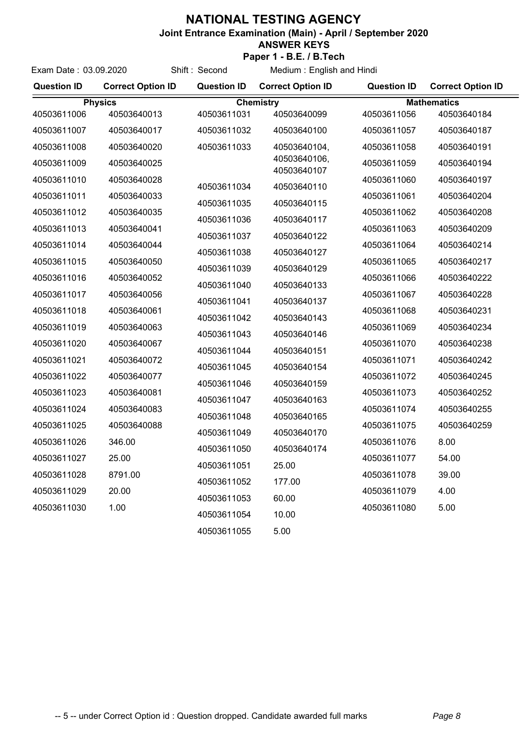# NATIONAL TESTING AGENCY

**Joint Entrance Examination (Main) - April / September 2020**

**ANSWER KEYS**

**Paper 1 - B.E. / B.Tech**

Exam Date : 03.09.2020 Shift : Second Medium : English and Hindi

| Question ID | Correct Option ID | Question ID | Correct Option ID | Question ID | Correct Option ID |
|---|---|---|---|---|---|
| **Physics** | | **Chemistry** | | **Mathematics** | |
| 40503611006 | 40503640013 | 40503611031 | 40503640099 | 40503611056 | 40503640184 |
| 40503611007 | 40503640017 | 40503611032 | 40503640100 | 40503611057 | 40503640187 |
| 40503611008 | 40503640020 | 40503611033 | 40503640104, 40503640106, 40503640107 | 40503611058 | 40503640191 |
| 40503611009 | 40503640025 | 40503611034 | 40503640110 | 40503611059 | 40503640194 |
| 40503611010 | 40503640028 | 40503611035 | 40503640115 | 40503611060 | 40503640197 |
| 40503611011 | 40503640033 | 40503611036 | 40503640117 | 40503611061 | 40503640204 |
| 40503611012 | 40503640035 | 40503611037 | 40503640122 | 40503611062 | 40503640208 |
| 40503611013 | 40503640041 | 40503611038 | 40503640127 | 40503611063 | 40503640209 |
| 40503611014 | 40503640044 | 40503611039 | 40503640129 | 40503611064 | 40503640214 |
| 40503611015 | 40503640050 | 40503611040 | 40503640133 | 40503611065 | 40503640217 |
| 40503611016 | 40503640052 | 40503611041 | 40503640137 | 40503611066 | 40503640222 |
| 40503611017 | 40503640056 | 40503611042 | 40503640143 | 40503611067 | 40503640228 |
| 40503611018 | 40503640061 | 40503611043 | 40503640146 | 40503611068 | 40503640231 |
| 40503611019 | 40503640063 | 40503611044 | 40503640151 | 40503611069 | 40503640234 |
| 40503611020 | 40503640067 | 40503611045 | 40503640154 | 40503611070 | 40503640238 |
| 40503611021 | 40503640072 | 40503611046 | 40503640159 | 40503611071 | 40503640242 |
| 40503611022 | 40503640077 | 40503611047 | 40503640163 | 40503611072 | 40503640245 |
| 40503611023 | 40503640081 | 40503611048 | 40503640165 | 40503611073 | 40503640252 |
| 40503611024 | 40503640083 | 40503611049 | 40503640170 | 40503611074 | 40503640255 |
| 40503611025 | 40503640088 | 40503611050 | 40503640174 | 40503611075 | 40503640259 |
| 40503611026 | 346.00 | 40503611051 | 25.00 | 40503611076 | 8.00 |
| 40503611027 | 25.00 | 40503611052 | 177.00 | 40503611077 | 54.00 |
| 40503611028 | 8791.00 | 40503611053 | 60.00 | 40503611078 | 39.00 |
| 40503611029 | 20.00 | 40503611054 | 10.00 | 40503611079 | 4.00 |
| 40503611030 | 1.00 | 40503611055 | 5.00 | 40503611080 | 5.00 |

-- 5 -- under Correct Option id : Question dropped. Candidate awarded full marks